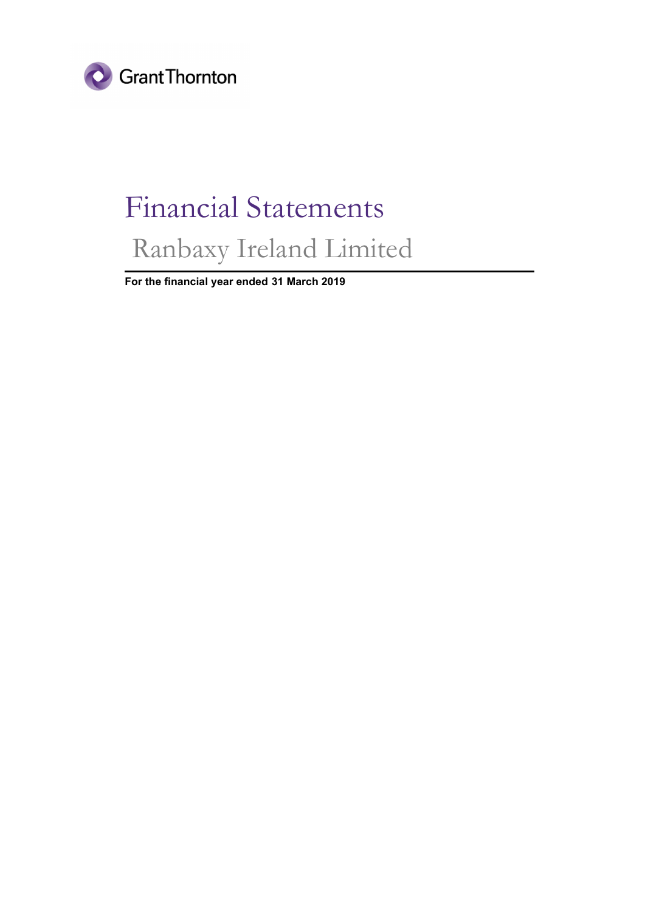Grant Thornton

# Financial Statements

## Ranbaxy Ireland Limited

**For the financial year ended 31 March 2019**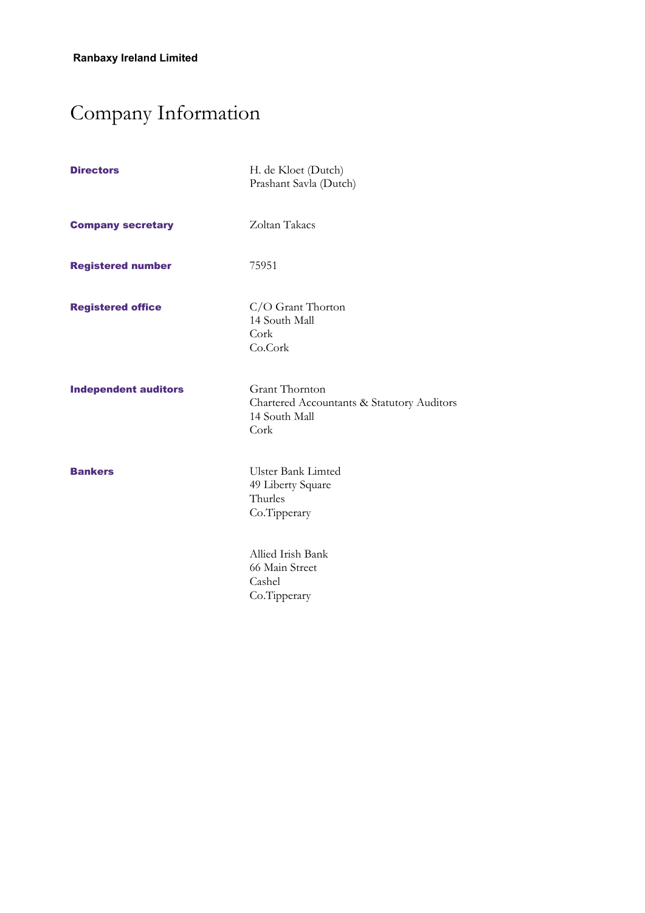**Ranbaxy Ireland Limited**

# Company Information

| | |
|---|---|
| **Directors** | H. de Kloet (Dutch)<br>Prashant Savla (Dutch) |
| **Company secretary** | Zoltan Takacs |
| **Registered number** | 75951 |
| **Registered office** | C/O Grant Thorton<br>14 South Mall<br>Cork<br>Co.Cork |
| **Independent auditors** | Grant Thornton<br>Chartered Accountants & Statutory Auditors<br>14 South Mall<br>Cork |
| **Bankers** | Ulster Bank Limted<br>49 Liberty Square<br>Thurles<br>Co.Tipperary |
| | Allied Irish Bank<br>66 Main Street<br>Cashel<br>Co.Tipperary |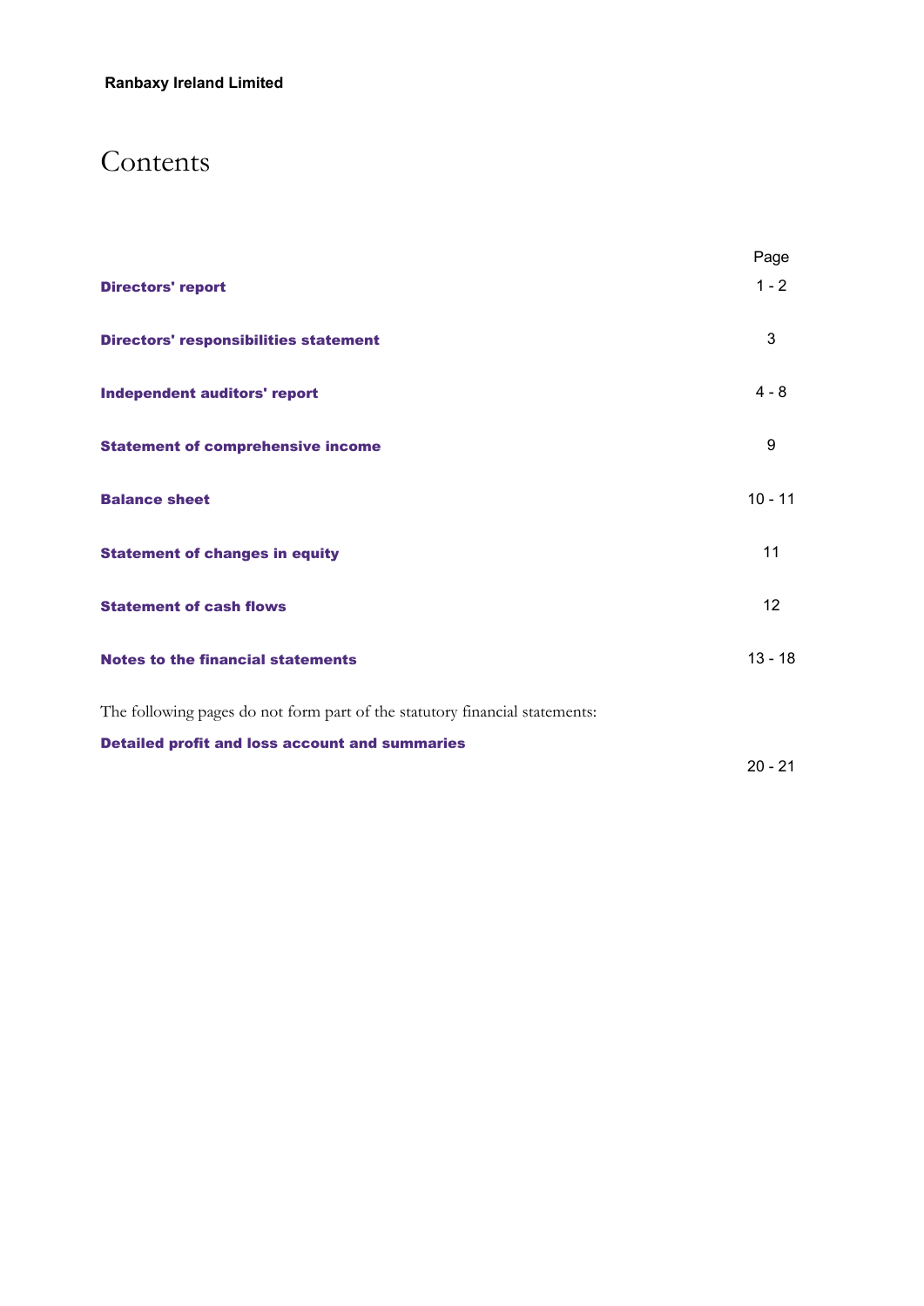**Ranbaxy Ireland Limited**

# Contents

| | Page |
|---|---|
| **Directors' report** | 1 - 2 |
| **Directors' responsibilities statement** | 3 |
| **Independent auditors' report** | 4 - 8 |
| **Statement of comprehensive income** | 9 |
| **Balance sheet** | 10 - 11 |
| **Statement of changes in equity** | 11 |
| **Statement of cash flows** | 12 |
| **Notes to the financial statements** | 13 - 18 |

The following pages do not form part of the statutory financial statements:

| | |
|---|---|
| **Detailed profit and loss account and summaries** | 20 - 21 |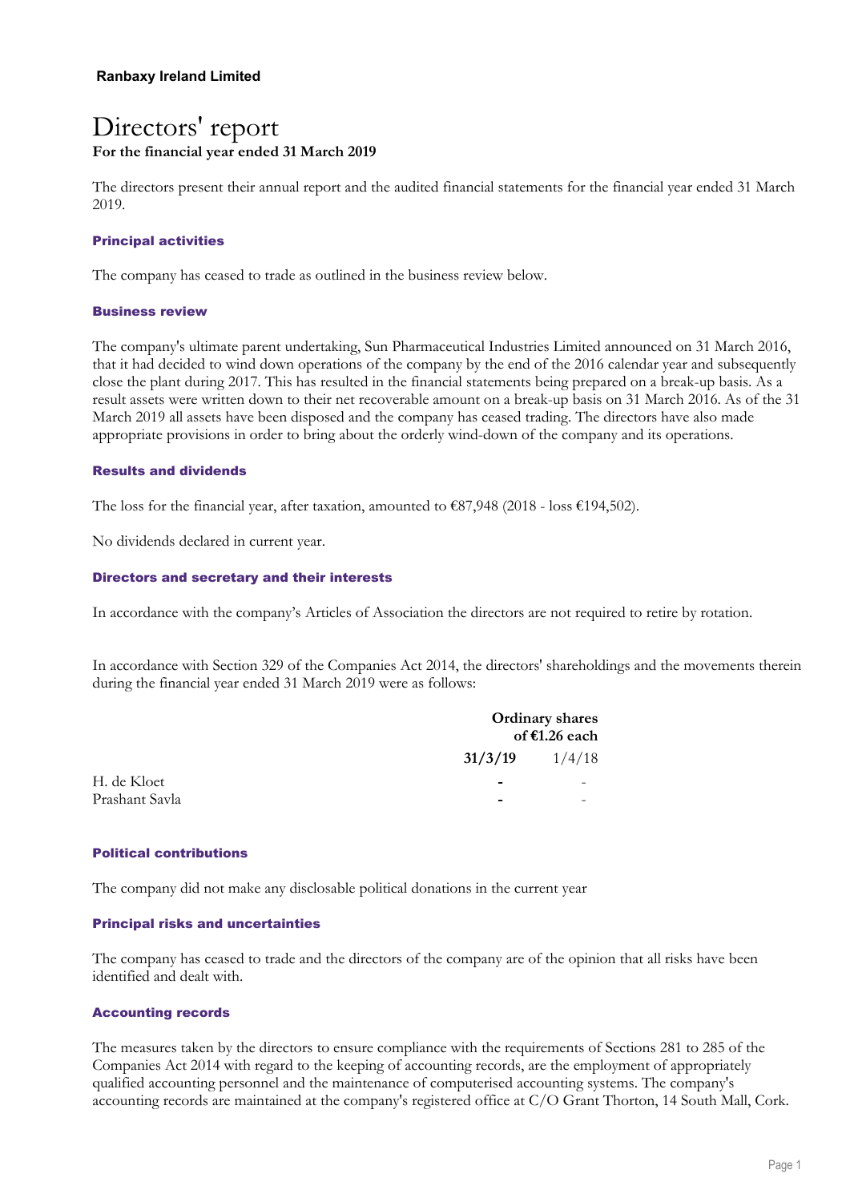**Ranbaxy Ireland Limited**

# Directors' report

**For the financial year ended 31 March 2019**

The directors present their annual report and the audited financial statements for the financial year ended 31 March 2019.

### Principal activities

The company has ceased to trade as outlined in the business review below.

### Business review

The company's ultimate parent undertaking, Sun Pharmaceutical Industries Limited announced on 31 March 2016, that it had decided to wind down operations of the company by the end of the 2016 calendar year and subsequently close the plant during 2017. This has resulted in the financial statements being prepared on a break-up basis. As a result assets were written down to their net recoverable amount on a break-up basis on 31 March 2016. As of the 31 March 2019 all assets have been disposed and the company has ceased trading. The directors have also made appropriate provisions in order to bring about the orderly wind-down of the company and its operations.

### Results and dividends

The loss for the financial year, after taxation, amounted to €87,948 (2018 - loss €194,502).

No dividends declared in current year.

### Directors and secretary and their interests

In accordance with the company's Articles of Association the directors are not required to retire by rotation.

In accordance with Section 329 of the Companies Act 2014, the directors' shareholdings and the movements therein during the financial year ended 31 March 2019 were as follows:

| | **Ordinary shares of €1.26 each** | |
|---|---|---|
| | **31/3/19** | 1/4/18 |
| H. de Kloet | **-** | - |
| Prashant Savla | **-** | - |

### Political contributions

The company did not make any disclosable political donations in the current year

### Principal risks and uncertainties

The company has ceased to trade and the directors of the company are of the opinion that all risks have been identified and dealt with.

### Accounting records

The measures taken by the directors to ensure compliance with the requirements of Sections 281 to 285 of the Companies Act 2014 with regard to the keeping of accounting records, are the employment of appropriately qualified accounting personnel and the maintenance of computerised accounting systems. The company's accounting records are maintained at the company's registered office at C/O Grant Thorton, 14 South Mall, Cork.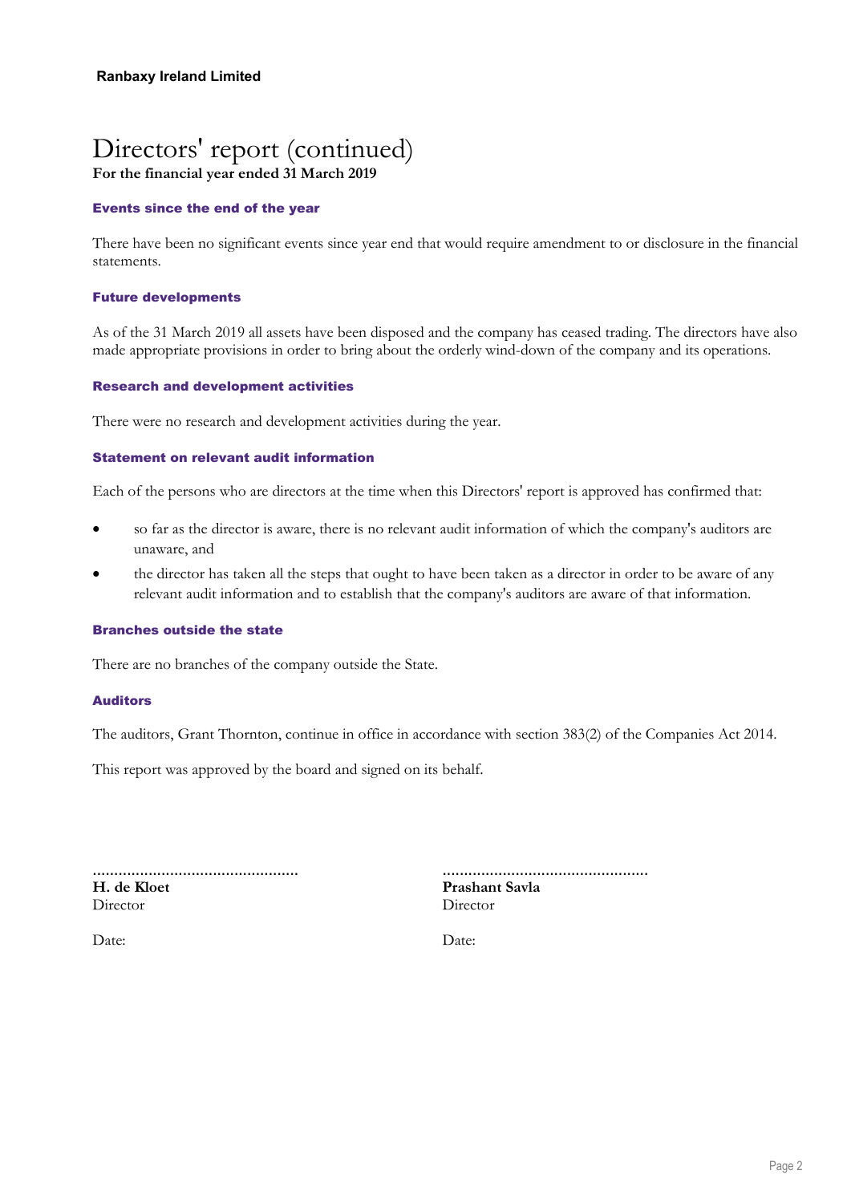**Ranbaxy Ireland Limited**

# Directors' report (continued)

**For the financial year ended 31 March 2019**

### Events since the end of the year

There have been no significant events since year end that would require amendment to or disclosure in the financial statements.

### Future developments

As of the 31 March 2019 all assets have been disposed and the company has ceased trading. The directors have also made appropriate provisions in order to bring about the orderly wind-down of the company and its operations.

### Research and development activities

There were no research and development activities during the year.

### Statement on relevant audit information

Each of the persons who are directors at the time when this Directors' report is approved has confirmed that:

- so far as the director is aware, there is no relevant audit information of which the company's auditors are unaware, and
- the director has taken all the steps that ought to have been taken as a director in order to be aware of any relevant audit information and to establish that the company's auditors are aware of that information.

### Branches outside the state

There are no branches of the company outside the State.

### Auditors

The auditors, Grant Thornton, continue in office in accordance with section 383(2) of the Companies Act 2014.

This report was approved by the board and signed on its behalf.

...............................................
**H. de Kloet**
Director

Date:

...............................................
**Prashant Savla**
Director

Date: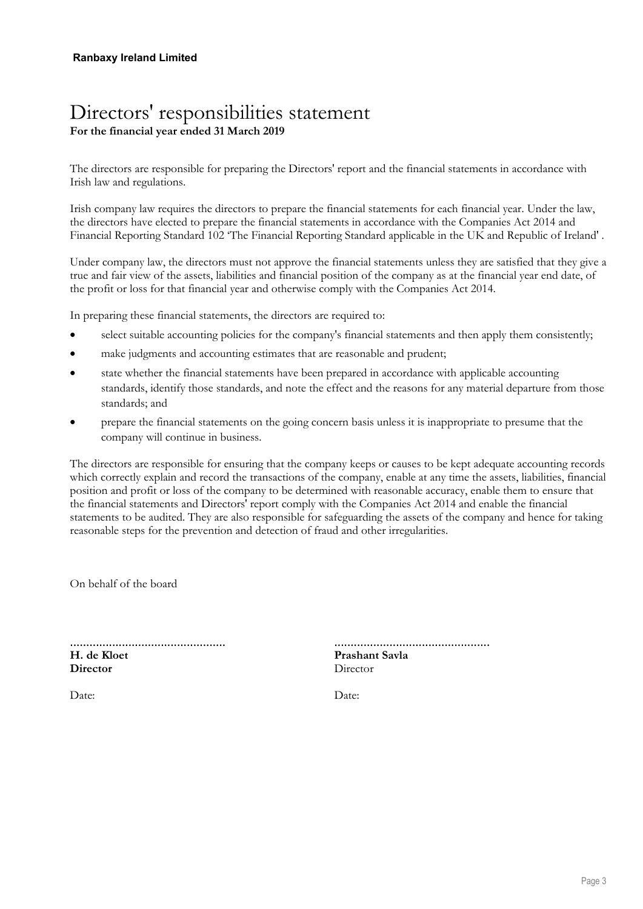**Ranbaxy Ireland Limited**

# Directors' responsibilities statement

**For the financial year ended 31 March 2019**

The directors are responsible for preparing the Directors' report and the financial statements in accordance with Irish law and regulations.

Irish company law requires the directors to prepare the financial statements for each financial year. Under the law, the directors have elected to prepare the financial statements in accordance with the Companies Act 2014 and Financial Reporting Standard 102 'The Financial Reporting Standard applicable in the UK and Republic of Ireland' .

Under company law, the directors must not approve the financial statements unless they are satisfied that they give a true and fair view of the assets, liabilities and financial position of the company as at the financial year end date, of the profit or loss for that financial year and otherwise comply with the Companies Act 2014.

In preparing these financial statements, the directors are required to:

- select suitable accounting policies for the company's financial statements and then apply them consistently;
- make judgments and accounting estimates that are reasonable and prudent;
- state whether the financial statements have been prepared in accordance with applicable accounting standards, identify those standards, and note the effect and the reasons for any material departure from those standards; and
- prepare the financial statements on the going concern basis unless it is inappropriate to presume that the company will continue in business.

The directors are responsible for ensuring that the company keeps or causes to be kept adequate accounting records which correctly explain and record the transactions of the company, enable at any time the assets, liabilities, financial position and profit or loss of the company to be determined with reasonable accuracy, enable them to ensure that the financial statements and Directors' report comply with the Companies Act 2014 and enable the financial statements to be audited. They are also responsible for safeguarding the assets of the company and hence for taking reasonable steps for the prevention and detection of fraud and other irregularities.

On behalf of the board

| ............................................... | ............................................... |
|---|---|
| **H. de Kloet** | **Prashant Savla** |
| **Director** | Director |
| Date: | Date: |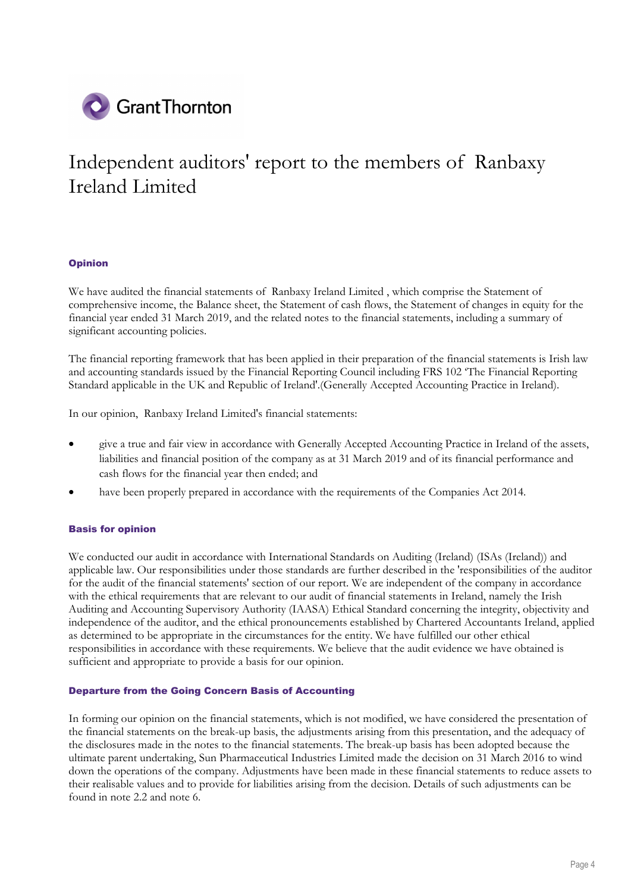# Independent auditors' report to the members of Ranbaxy Ireland Limited

### Opinion

We have audited the financial statements of Ranbaxy Ireland Limited , which comprise the Statement of comprehensive income, the Balance sheet, the Statement of cash flows, the Statement of changes in equity for the financial year ended 31 March 2019, and the related notes to the financial statements, including a summary of significant accounting policies.

The financial reporting framework that has been applied in their preparation of the financial statements is Irish law and accounting standards issued by the Financial Reporting Council including FRS 102 'The Financial Reporting Standard applicable in the UK and Republic of Ireland'.(Generally Accepted Accounting Practice in Ireland).

In our opinion, Ranbaxy Ireland Limited's financial statements:

- give a true and fair view in accordance with Generally Accepted Accounting Practice in Ireland of the assets, liabilities and financial position of the company as at 31 March 2019 and of its financial performance and cash flows for the financial year then ended; and
- have been properly prepared in accordance with the requirements of the Companies Act 2014.

### Basis for opinion

We conducted our audit in accordance with International Standards on Auditing (Ireland) (ISAs (Ireland)) and applicable law. Our responsibilities under those standards are further described in the 'responsibilities of the auditor for the audit of the financial statements' section of our report. We are independent of the company in accordance with the ethical requirements that are relevant to our audit of financial statements in Ireland, namely the Irish Auditing and Accounting Supervisory Authority (IAASA) Ethical Standard concerning the integrity, objectivity and independence of the auditor, and the ethical pronouncements established by Chartered Accountants Ireland, applied as determined to be appropriate in the circumstances for the entity. We have fulfilled our other ethical responsibilities in accordance with these requirements. We believe that the audit evidence we have obtained is sufficient and appropriate to provide a basis for our opinion.

### Departure from the Going Concern Basis of Accounting

In forming our opinion on the financial statements, which is not modified, we have considered the presentation of the financial statements on the break-up basis, the adjustments arising from this presentation, and the adequacy of the disclosures made in the notes to the financial statements. The break-up basis has been adopted because the ultimate parent undertaking, Sun Pharmaceutical Industries Limited made the decision on 31 March 2016 to wind down the operations of the company. Adjustments have been made in these financial statements to reduce assets to their realisable values and to provide for liabilities arising from the decision. Details of such adjustments can be found in note 2.2 and note 6.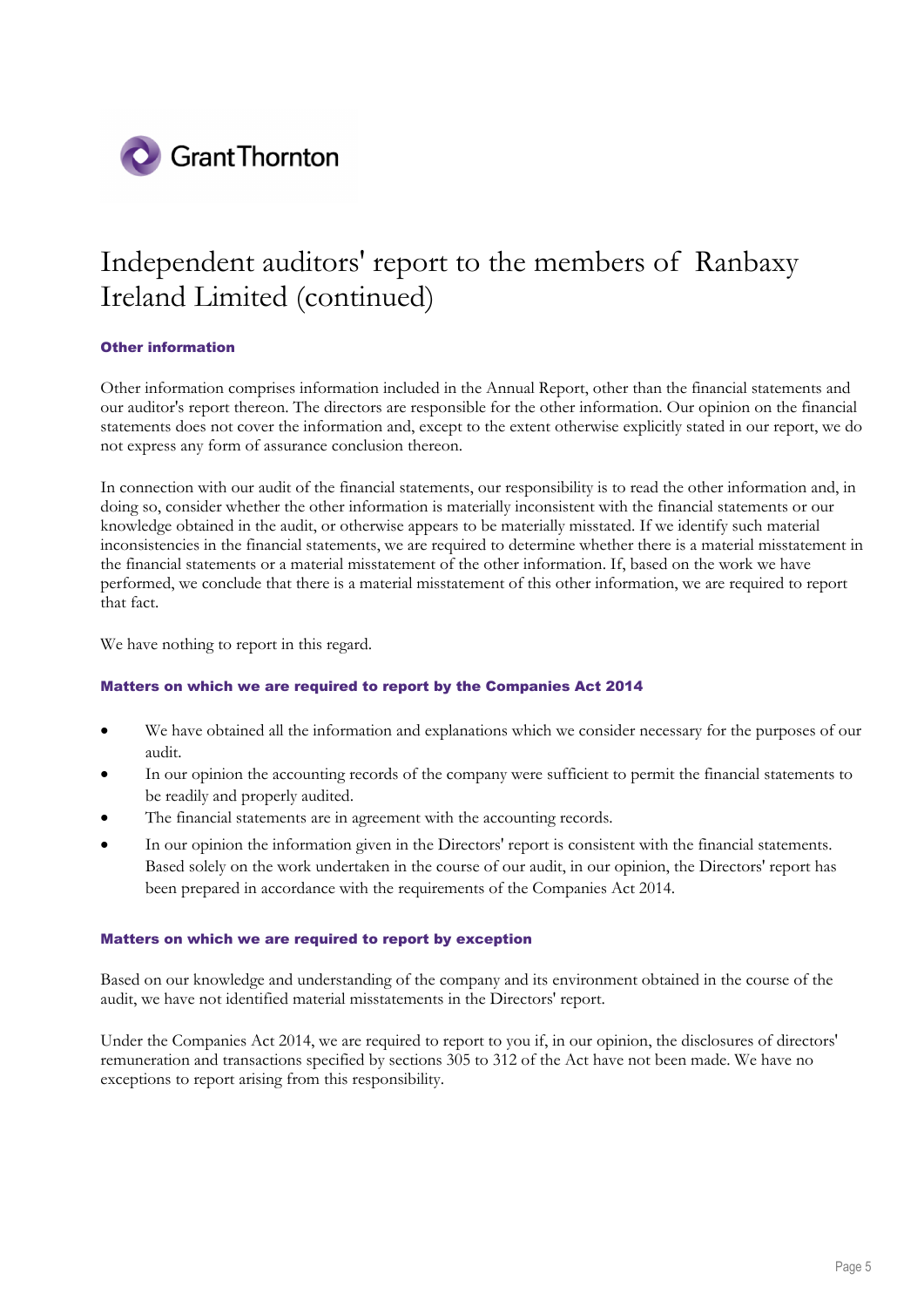# Independent auditors' report to the members of Ranbaxy Ireland Limited (continued)

### Other information

Other information comprises information included in the Annual Report, other than the financial statements and our auditor's report thereon. The directors are responsible for the other information. Our opinion on the financial statements does not cover the information and, except to the extent otherwise explicitly stated in our report, we do not express any form of assurance conclusion thereon.

In connection with our audit of the financial statements, our responsibility is to read the other information and, in doing so, consider whether the other information is materially inconsistent with the financial statements or our knowledge obtained in the audit, or otherwise appears to be materially misstated. If we identify such material inconsistencies in the financial statements, we are required to determine whether there is a material misstatement in the financial statements or a material misstatement of the other information. If, based on the work we have performed, we conclude that there is a material misstatement of this other information, we are required to report that fact.

We have nothing to report in this regard.

### Matters on which we are required to report by the Companies Act 2014

- We have obtained all the information and explanations which we consider necessary for the purposes of our audit.
- In our opinion the accounting records of the company were sufficient to permit the financial statements to be readily and properly audited.
- The financial statements are in agreement with the accounting records.
- In our opinion the information given in the Directors' report is consistent with the financial statements. Based solely on the work undertaken in the course of our audit, in our opinion, the Directors' report has been prepared in accordance with the requirements of the Companies Act 2014.

### Matters on which we are required to report by exception

Based on our knowledge and understanding of the company and its environment obtained in the course of the audit, we have not identified material misstatements in the Directors' report.

Under the Companies Act 2014, we are required to report to you if, in our opinion, the disclosures of directors' remuneration and transactions specified by sections 305 to 312 of the Act have not been made. We have no exceptions to report arising from this responsibility.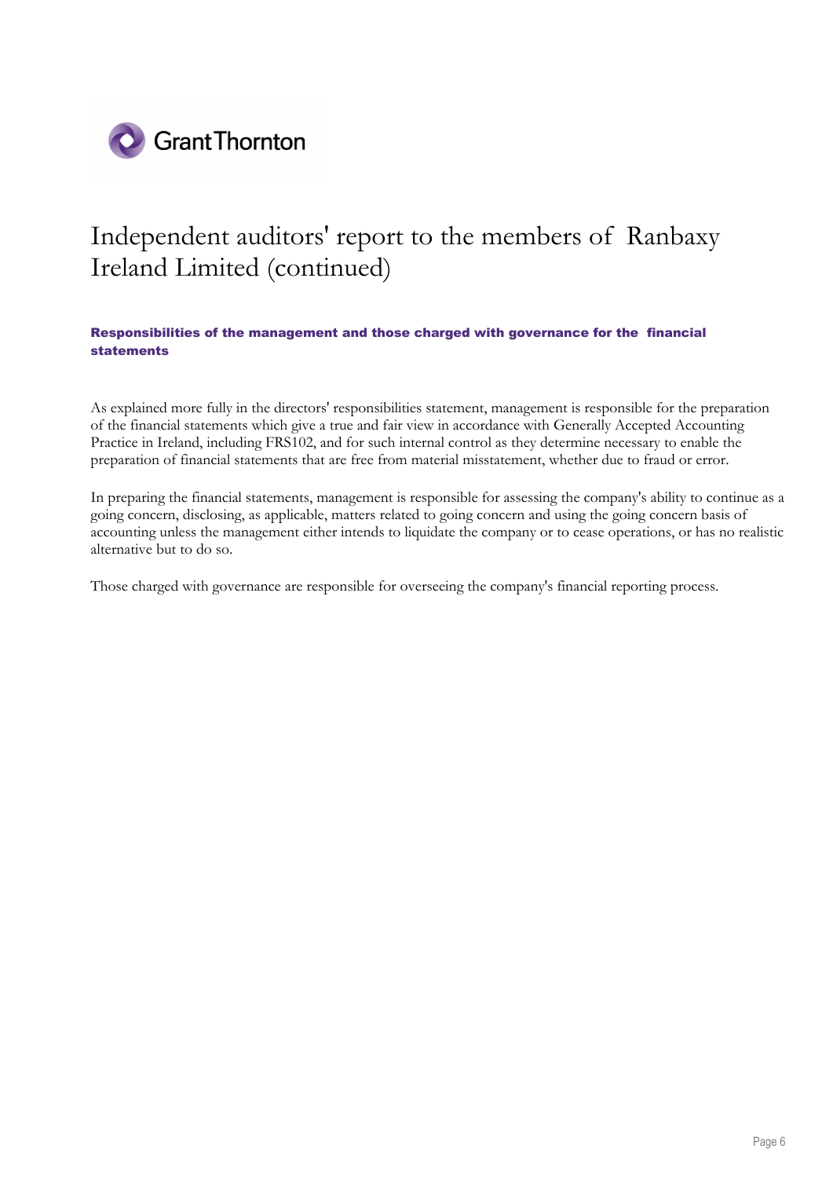# Independent auditors' report to the members of Ranbaxy Ireland Limited (continued)

### Responsibilities of the management and those charged with governance for the financial statements

As explained more fully in the directors' responsibilities statement, management is responsible for the preparation of the financial statements which give a true and fair view in accordance with Generally Accepted Accounting Practice in Ireland, including FRS102, and for such internal control as they determine necessary to enable the preparation of financial statements that are free from material misstatement, whether due to fraud or error.

In preparing the financial statements, management is responsible for assessing the company's ability to continue as a going concern, disclosing, as applicable, matters related to going concern and using the going concern basis of accounting unless the management either intends to liquidate the company or to cease operations, or has no realistic alternative but to do so.

Those charged with governance are responsible for overseeing the company's financial reporting process.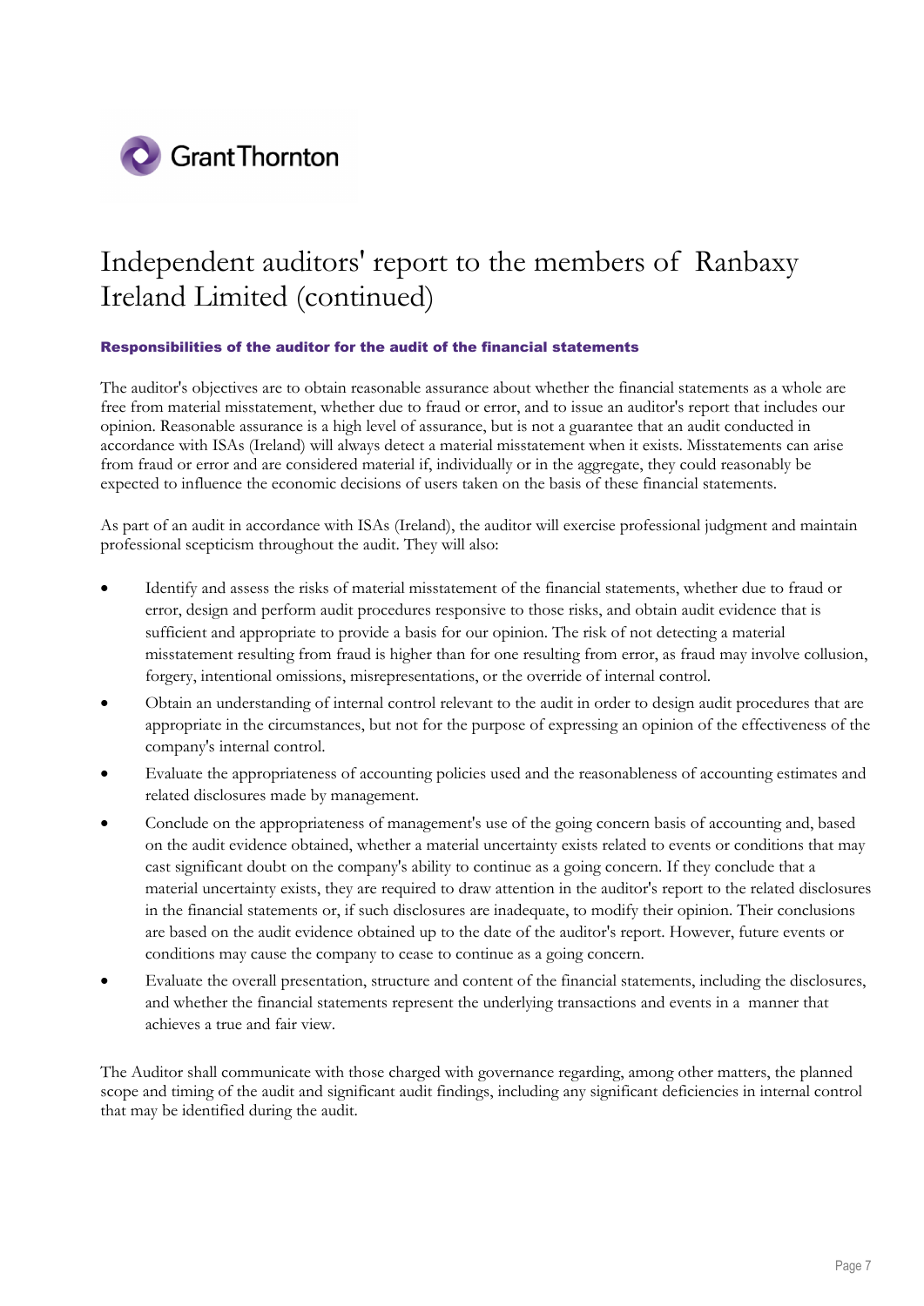# Independent auditors' report to the members of Ranbaxy Ireland Limited (continued)

### Responsibilities of the auditor for the audit of the financial statements

The auditor's objectives are to obtain reasonable assurance about whether the financial statements as a whole are free from material misstatement, whether due to fraud or error, and to issue an auditor's report that includes our opinion. Reasonable assurance is a high level of assurance, but is not a guarantee that an audit conducted in accordance with ISAs (Ireland) will always detect a material misstatement when it exists. Misstatements can arise from fraud or error and are considered material if, individually or in the aggregate, they could reasonably be expected to influence the economic decisions of users taken on the basis of these financial statements.

As part of an audit in accordance with ISAs (Ireland), the auditor will exercise professional judgment and maintain professional scepticism throughout the audit. They will also:

- Identify and assess the risks of material misstatement of the financial statements, whether due to fraud or error, design and perform audit procedures responsive to those risks, and obtain audit evidence that is sufficient and appropriate to provide a basis for our opinion. The risk of not detecting a material misstatement resulting from fraud is higher than for one resulting from error, as fraud may involve collusion, forgery, intentional omissions, misrepresentations, or the override of internal control.
- Obtain an understanding of internal control relevant to the audit in order to design audit procedures that are appropriate in the circumstances, but not for the purpose of expressing an opinion of the effectiveness of the company's internal control.
- Evaluate the appropriateness of accounting policies used and the reasonableness of accounting estimates and related disclosures made by management.
- Conclude on the appropriateness of management's use of the going concern basis of accounting and, based on the audit evidence obtained, whether a material uncertainty exists related to events or conditions that may cast significant doubt on the company's ability to continue as a going concern. If they conclude that a material uncertainty exists, they are required to draw attention in the auditor's report to the related disclosures in the financial statements or, if such disclosures are inadequate, to modify their opinion. Their conclusions are based on the audit evidence obtained up to the date of the auditor's report. However, future events or conditions may cause the company to cease to continue as a going concern.
- Evaluate the overall presentation, structure and content of the financial statements, including the disclosures, and whether the financial statements represent the underlying transactions and events in a manner that achieves a true and fair view.

The Auditor shall communicate with those charged with governance regarding, among other matters, the planned scope and timing of the audit and significant audit findings, including any significant deficiencies in internal control that may be identified during the audit.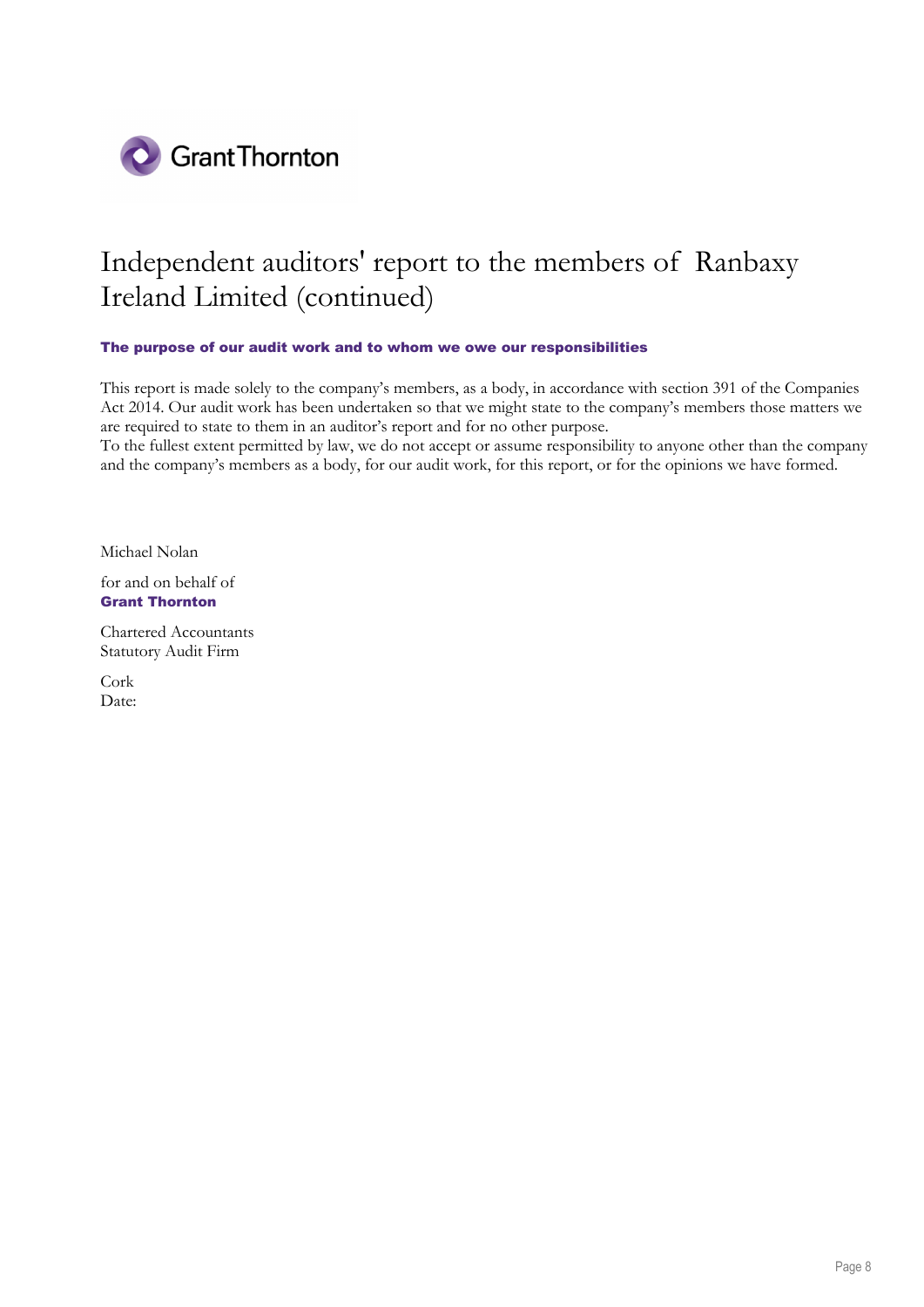# Independent auditors' report to the members of Ranbaxy Ireland Limited (continued)

**The purpose of our audit work and to whom we owe our responsibilities**

This report is made solely to the company's members, as a body, in accordance with section 391 of the Companies Act 2014. Our audit work has been undertaken so that we might state to the company's members those matters we are required to state to them in an auditor's report and for no other purpose.
To the fullest extent permitted by law, we do not accept or assume responsibility to anyone other than the company and the company's members as a body, for our audit work, for this report, or for the opinions we have formed.

Michael Nolan

for and on behalf of
**Grant Thornton**

Chartered Accountants
Statutory Audit Firm

Cork
Date: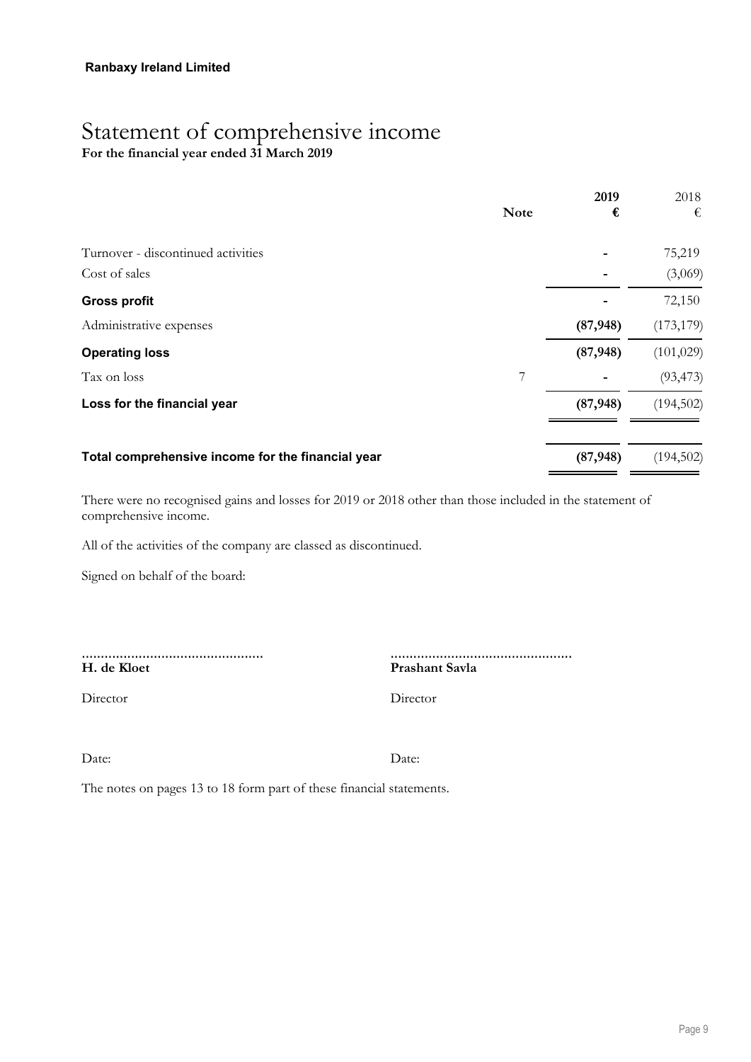**Ranbaxy Ireland Limited**

# Statement of comprehensive income

**For the financial year ended 31 March 2019**

| | Note | 2019 € | 2018 € |
|---|---|---|---|
| Turnover - discontinued activities | | - | 75,219 |
| Cost of sales | | - | (3,069) |
| **Gross profit** | | - | 72,150 |
| Administrative expenses | | **(87,948)** | (173,179) |
| **Operating loss** | | **(87,948)** | (101,029) |
| Tax on loss | 7 | - | (93,473) |
| **Loss for the financial year** | | **(87,948)** | (194,502) |
| **Total comprehensive income for the financial year** | | **(87,948)** | (194,502) |

There were no recognised gains and losses for 2019 or 2018 other than those included in the statement of comprehensive income.

All of the activities of the company are classed as discontinued.

Signed on behalf of the board:

............................................... ...............................................

**H. de Kloet** **Prashant Savla**

Director Director

Date: Date:

The notes on pages 13 to 18 form part of these financial statements.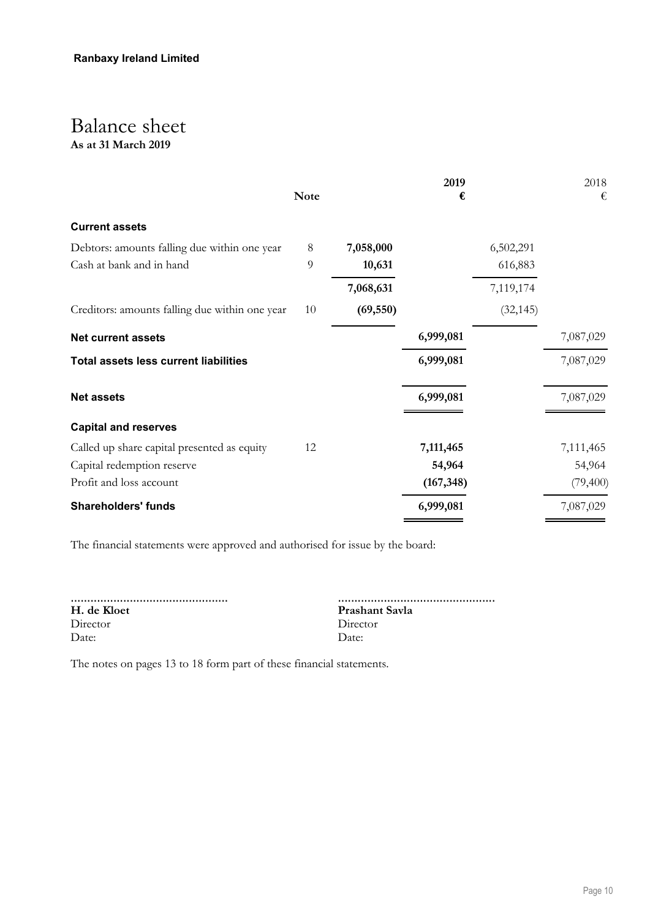**Ranbaxy Ireland Limited**

# Balance sheet

**As at 31 March 2019**

| | Note | | 2019 € | | 2018 € |
|---|---|---|---|---|---|
| **Current assets** | | | | | |
| Debtors: amounts falling due within one year | 8 | **7,058,000** | | 6,502,291 | |
| Cash at bank and in hand | 9 | **10,631** | | 616,883 | |
| | | **7,068,631** | | 7,119,174 | |
| Creditors: amounts falling due within one year | 10 | **(69,550)** | | (32,145) | |
| **Net current assets** | | | **6,999,081** | | 7,087,029 |
| **Total assets less current liabilities** | | | **6,999,081** | | 7,087,029 |
| **Net assets** | | | **6,999,081** | | 7,087,029 |
| **Capital and reserves** | | | | | |
| Called up share capital presented as equity | 12 | | **7,111,465** | | 7,111,465 |
| Capital redemption reserve | | | **54,964** | | 54,964 |
| Profit and loss account | | | **(167,348)** | | (79,400) |
| **Shareholders' funds** | | | **6,999,081** | | 7,087,029 |

The financial statements were approved and authorised for issue by the board:

............................................... 
**H. de Kloet**
Director
Date:

...............................................
**Prashant Savla**
Director
Date:

The notes on pages 13 to 18 form part of these financial statements.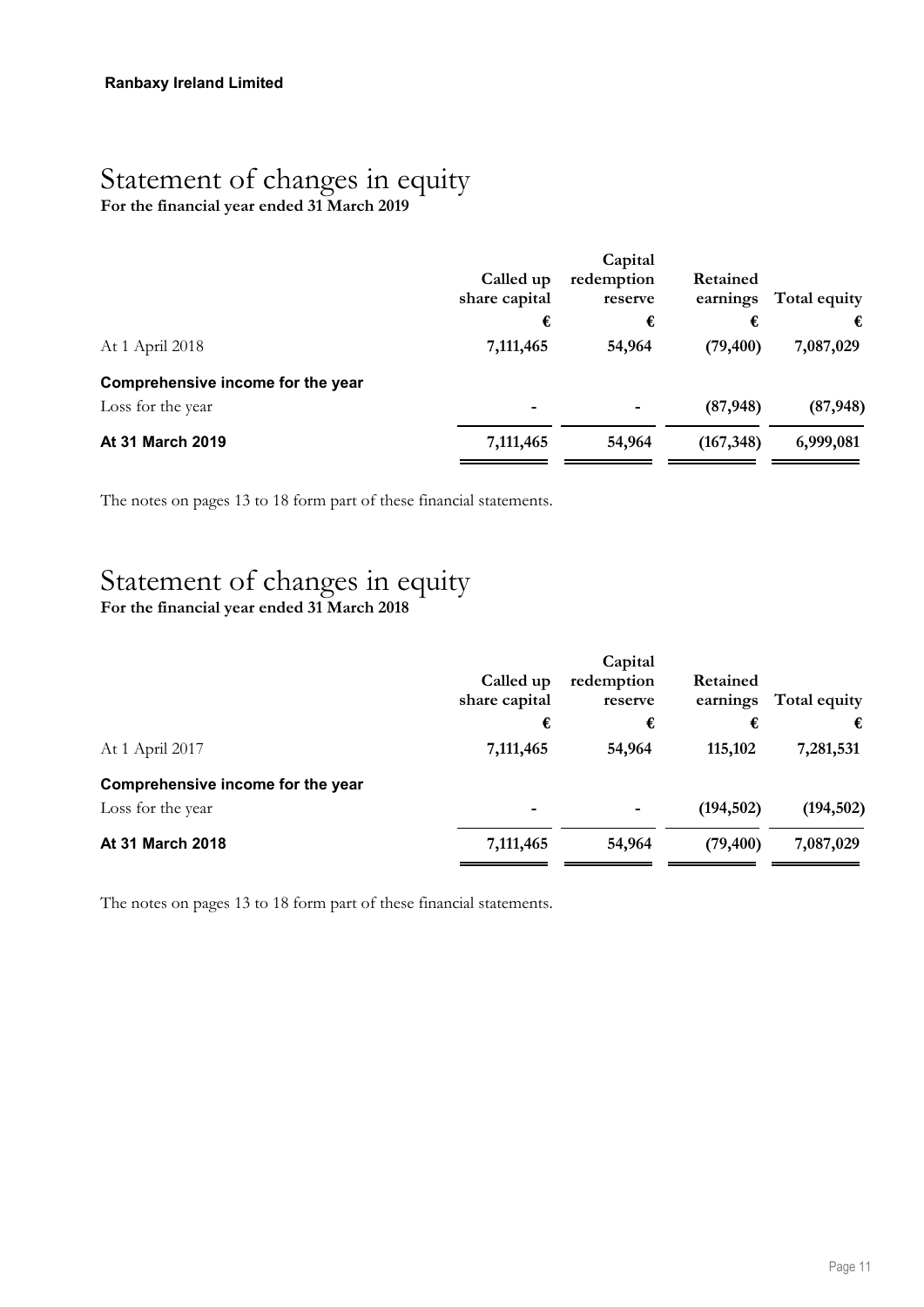**Ranbaxy Ireland Limited**

# Statement of changes in equity

**For the financial year ended 31 March 2019**

| | Called up share capital | Capital redemption reserve | Retained earnings | Total equity |
|---|---|---|---|---|
| | € | € | € | € |
| At 1 April 2018 | **7,111,465** | **54,964** | **(79,400)** | **7,087,029** |
| **Comprehensive income for the year** | | | | |
| Loss for the year | - | - | **(87,948)** | **(87,948)** |
| **At 31 March 2019** | **7,111,465** | **54,964** | **(167,348)** | **6,999,081** |

The notes on pages 13 to 18 form part of these financial statements.

# Statement of changes in equity

**For the financial year ended 31 March 2018**

| | Called up share capital | Capital redemption reserve | Retained earnings | Total equity |
|---|---|---|---|---|
| | € | € | € | € |
| At 1 April 2017 | **7,111,465** | **54,964** | **115,102** | **7,281,531** |
| **Comprehensive income for the year** | | | | |
| Loss for the year | - | - | **(194,502)** | **(194,502)** |
| **At 31 March 2018** | **7,111,465** | **54,964** | **(79,400)** | **7,087,029** |

The notes on pages 13 to 18 form part of these financial statements.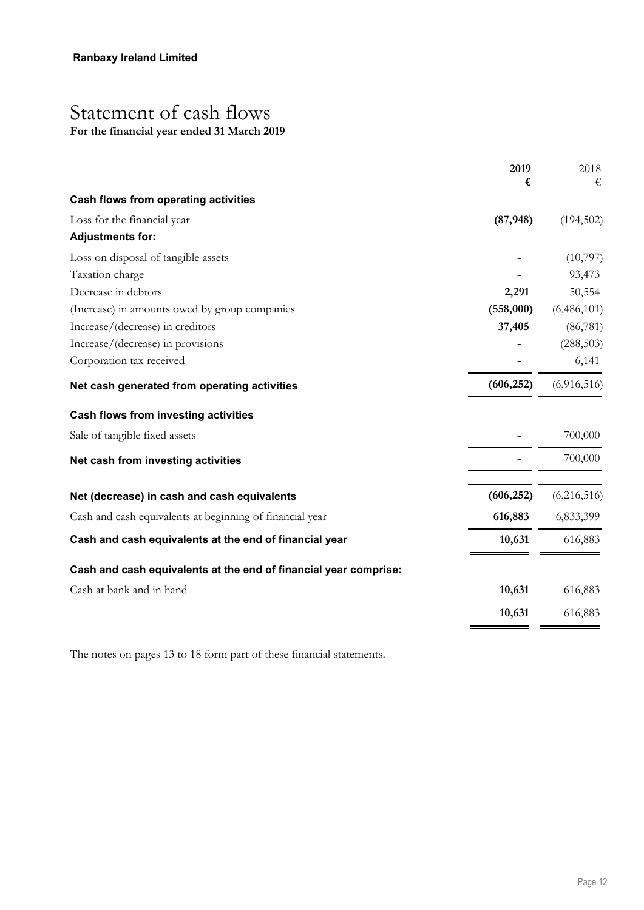**Ranbaxy Ireland Limited**

# Statement of cash flows

**For the financial year ended 31 March 2019**

| | 2019<br>€ | 2018<br>€ |
|---|---|---|
| **Cash flows from operating activities** | | |
| Loss for the financial year | **(87,948)** | (194,502) |
| **Adjustments for:** | | |
| Loss on disposal of tangible assets | **-** | (10,797) |
| Taxation charge | **-** | 93,473 |
| Decrease in debtors | **2,291** | 50,554 |
| (Increase) in amounts owed by group companies | **(558,000)** | (6,486,101) |
| Increase/(decrease) in creditors | **37,405** | (86,781) |
| Increase/(decrease) in provisions | **-** | (288,503) |
| Corporation tax received | **-** | 6,141 |
| **Net cash generated from operating activities** | **(606,252)** | (6,916,516) |
| **Cash flows from investing activities** | | |
| Sale of tangible fixed assets | **-** | 700,000 |
| **Net cash from investing activities** | **-** | 700,000 |
| **Net (decrease) in cash and cash equivalents** | **(606,252)** | (6,216,516) |
| Cash and cash equivalents at beginning of financial year | **616,883** | 6,833,399 |
| **Cash and cash equivalents at the end of financial year** | **10,631** | 616,883 |
| **Cash and cash equivalents at the end of financial year comprise:** | | |
| Cash at bank and in hand | **10,631** | 616,883 |
| | **10,631** | 616,883 |

The notes on pages 13 to 18 form part of these financial statements.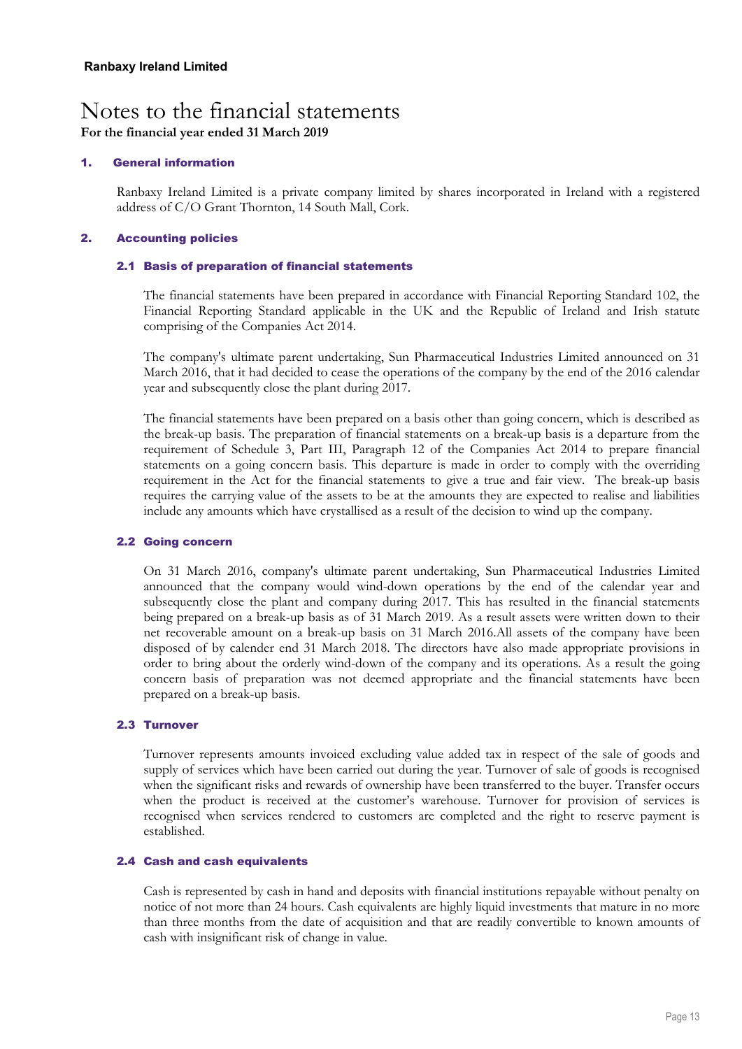**Ranbaxy Ireland Limited**

# Notes to the financial statements

**For the financial year ended 31 March 2019**

## 1. General information

Ranbaxy Ireland Limited is a private company limited by shares incorporated in Ireland with a registered address of C/O Grant Thornton, 14 South Mall, Cork.

## 2. Accounting policies

### 2.1 Basis of preparation of financial statements

The financial statements have been prepared in accordance with Financial Reporting Standard 102, the Financial Reporting Standard applicable in the UK and the Republic of Ireland and Irish statute comprising of the Companies Act 2014.

The company's ultimate parent undertaking, Sun Pharmaceutical Industries Limited announced on 31 March 2016, that it had decided to cease the operations of the company by the end of the 2016 calendar year and subsequently close the plant during 2017.

The financial statements have been prepared on a basis other than going concern, which is described as the break-up basis. The preparation of financial statements on a break-up basis is a departure from the requirement of Schedule 3, Part III, Paragraph 12 of the Companies Act 2014 to prepare financial statements on a going concern basis. This departure is made in order to comply with the overriding requirement in the Act for the financial statements to give a true and fair view. The break-up basis requires the carrying value of the assets to be at the amounts they are expected to realise and liabilities include any amounts which have crystallised as a result of the decision to wind up the company.

### 2.2 Going concern

On 31 March 2016, company's ultimate parent undertaking, Sun Pharmaceutical Industries Limited announced that the company would wind-down operations by the end of the calendar year and subsequently close the plant and company during 2017. This has resulted in the financial statements being prepared on a break-up basis as of 31 March 2019. As a result assets were written down to their net recoverable amount on a break-up basis on 31 March 2016.All assets of the company have been disposed of by calender end 31 March 2018. The directors have also made appropriate provisions in order to bring about the orderly wind-down of the company and its operations. As a result the going concern basis of preparation was not deemed appropriate and the financial statements have been prepared on a break-up basis.

### 2.3 Turnover

Turnover represents amounts invoiced excluding value added tax in respect of the sale of goods and supply of services which have been carried out during the year. Turnover of sale of goods is recognised when the significant risks and rewards of ownership have been transferred to the buyer. Transfer occurs when the product is received at the customer's warehouse. Turnover for provision of services is recognised when services rendered to customers are completed and the right to reserve payment is established.

### 2.4 Cash and cash equivalents

Cash is represented by cash in hand and deposits with financial institutions repayable without penalty on notice of not more than 24 hours. Cash equivalents are highly liquid investments that mature in no more than three months from the date of acquisition and that are readily convertible to known amounts of cash with insignificant risk of change in value.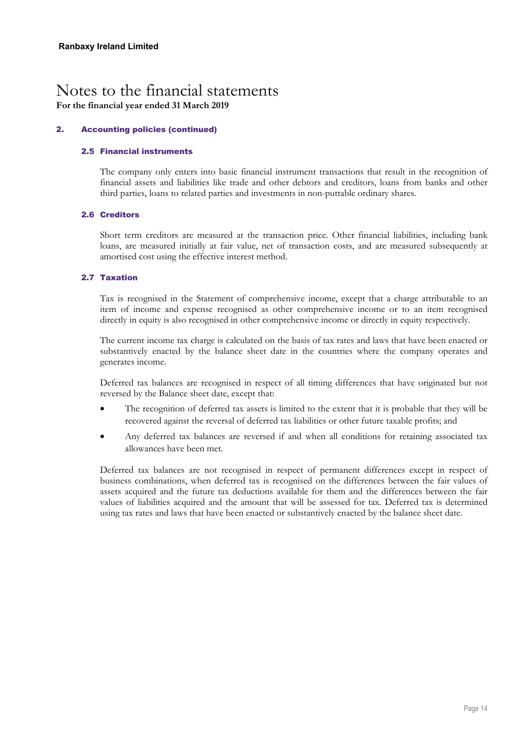**Ranbaxy Ireland Limited**

# Notes to the financial statements

**For the financial year ended 31 March 2019**

## 2. Accounting policies (continued)

### 2.5 Financial instruments

The company only enters into basic financial instrument transactions that result in the recognition of financial assets and liabilities like trade and other debtors and creditors, loans from banks and other third parties, loans to related parties and investments in non-puttable ordinary shares.

### 2.6 Creditors

Short term creditors are measured at the transaction price. Other financial liabilities, including bank loans, are measured initially at fair value, net of transaction costs, and are measured subsequently at amortised cost using the effective interest method.

### 2.7 Taxation

Tax is recognised in the Statement of comprehensive income, except that a charge attributable to an item of income and expense recognised as other comprehensive income or to an item recognised directly in equity is also recognised in other comprehensive income or directly in equity respectively.

The current income tax charge is calculated on the basis of tax rates and laws that have been enacted or substantively enacted by the balance sheet date in the countries where the company operates and generates income.

Deferred tax balances are recognised in respect of all timing differences that have originated but not reversed by the Balance sheet date, except that:

- The recognition of deferred tax assets is limited to the extent that it is probable that they will be recovered against the reversal of deferred tax liabilities or other future taxable profits; and
- Any deferred tax balances are reversed if and when all conditions for retaining associated tax allowances have been met.

Deferred tax balances are not recognised in respect of permanent differences except in respect of business combinations, when deferred tax is recognised on the differences between the fair values of assets acquired and the future tax deductions available for them and the differences between the fair values of liabilities acquired and the amount that will be assessed for tax. Deferred tax is determined using tax rates and laws that have been enacted or substantively enacted by the balance sheet date.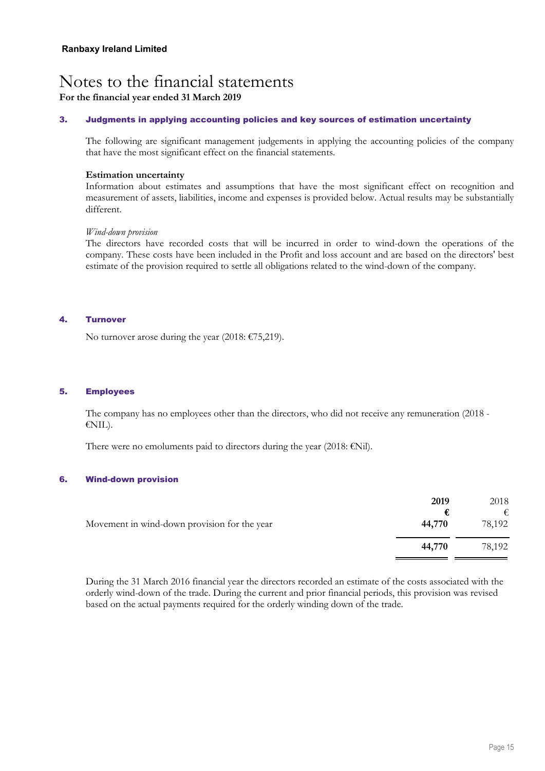**Ranbaxy Ireland Limited**

# Notes to the financial statements

**For the financial year ended 31 March 2019**

## 3. Judgments in applying accounting policies and key sources of estimation uncertainty

The following are significant management judgements in applying the accounting policies of the company that have the most significant effect on the financial statements.

**Estimation uncertainty**

Information about estimates and assumptions that have the most significant effect on recognition and measurement of assets, liabilities, income and expenses is provided below. Actual results may be substantially different.

*Wind-down provision*

The directors have recorded costs that will be incurred in order to wind-down the operations of the company. These costs have been included in the Profit and loss account and are based on the directors' best estimate of the provision required to settle all obligations related to the wind-down of the company.

## 4. Turnover

No turnover arose during the year (2018: €75,219).

## 5. Employees

The company has no employees other than the directors, who did not receive any remuneration (2018 - €NIL).

There were no emoluments paid to directors during the year (2018: €Nil).

## 6. Wind-down provision

| | **2019** | 2018 |
|---|---|---|
| | **€** | € |
| Movement in wind-down provision for the year | **44,770** | 78,192 |
| | **44,770** | 78,192 |

During the 31 March 2016 financial year the directors recorded an estimate of the costs associated with the orderly wind-down of the trade. During the current and prior financial periods, this provision was revised based on the actual payments required for the orderly winding down of the trade.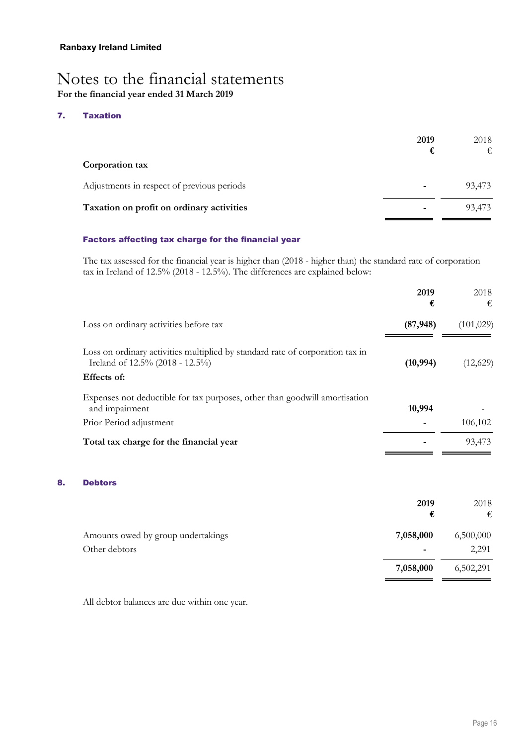**Ranbaxy Ireland Limited**

# Notes to the financial statements

**For the financial year ended 31 March 2019**

## 7. Taxation

| | **2019** | 2018 |
|---|---|---|
| | **€** | € |
| **Corporation tax** | | |
| Adjustments in respect of previous periods | **-** | 93,473 |
| **Taxation on profit on ordinary activities** | **-** | 93,473 |

### Factors affecting tax charge for the financial year

The tax assessed for the financial year is higher than (2018 - higher than) the standard rate of corporation tax in Ireland of 12.5% (2018 - 12.5%). The differences are explained below:

| | **2019** | 2018 |
|---|---|---|
| | **€** | € |
| Loss on ordinary activities before tax | **(87,948)** | (101,029) |
| Loss on ordinary activities multiplied by standard rate of corporation tax in Ireland of 12.5% (2018 - 12.5%) | **(10,994)** | (12,629) |
| **Effects of:** | | |
| Expenses not deductible for tax purposes, other than goodwill amortisation and impairment | **10,994** | - |
| Prior Period adjustment | **-** | 106,102 |
| **Total tax charge for the financial year** | **-** | 93,473 |

## 8. Debtors

| | **2019** | 2018 |
|---|---|---|
| | **€** | € |
| Amounts owed by group undertakings | **7,058,000** | 6,500,000 |
| Other debtors | **-** | 2,291 |
| | **7,058,000** | 6,502,291 |

All debtor balances are due within one year.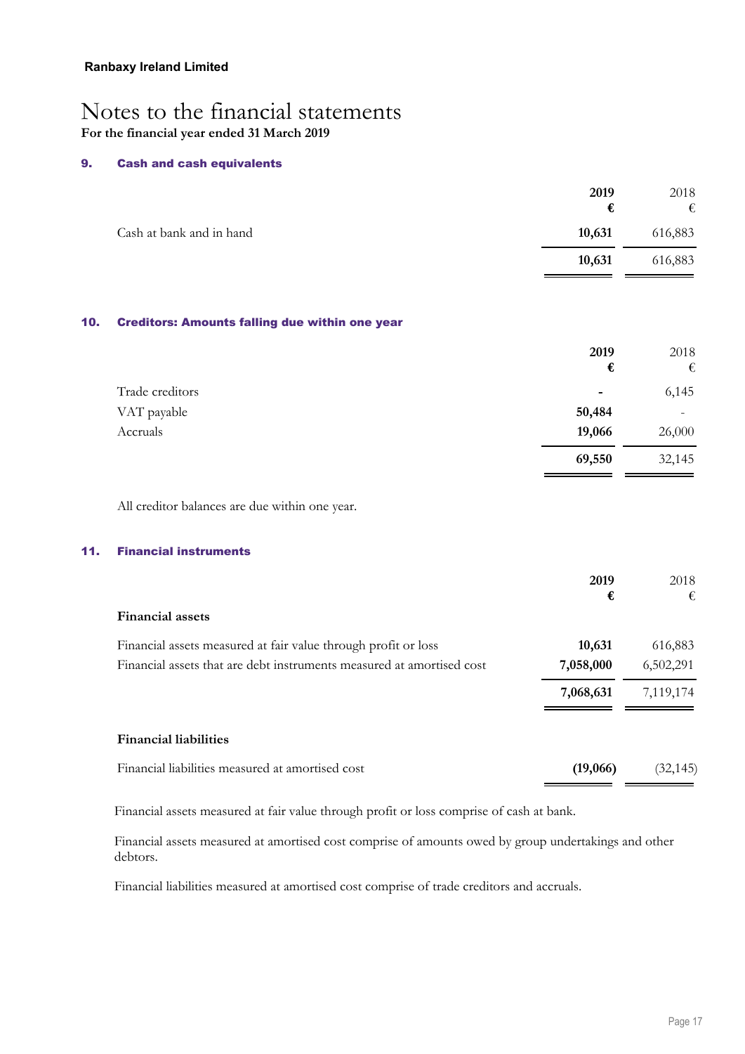**Ranbaxy Ireland Limited**

# Notes to the financial statements

**For the financial year ended 31 March 2019**

## 9. Cash and cash equivalents

| | **2019** **€** | 2018 € |
|---|---|---|
| Cash at bank and in hand | **10,631** | 616,883 |
| | **10,631** | 616,883 |

## 10. Creditors: Amounts falling due within one year

| | **2019** **€** | 2018 € |
|---|---|---|
| Trade creditors | **-** | 6,145 |
| VAT payable | **50,484** | - |
| Accruals | **19,066** | 26,000 |
| | **69,550** | 32,145 |

All creditor balances are due within one year.

## 11. Financial instruments

| | **2019** **€** | 2018 € |
|---|---|---|
| **Financial assets** | | |
| Financial assets measured at fair value through profit or loss | **10,631** | 616,883 |
| Financial assets that are debt instruments measured at amortised cost | **7,058,000** | 6,502,291 |
| | **7,068,631** | 7,119,174 |
| **Financial liabilities** | | |
| Financial liabilities measured at amortised cost | **(19,066)** | (32,145) |

Financial assets measured at fair value through profit or loss comprise of cash at bank.

Financial assets measured at amortised cost comprise of amounts owed by group undertakings and other debtors.

Financial liabilities measured at amortised cost comprise of trade creditors and accruals.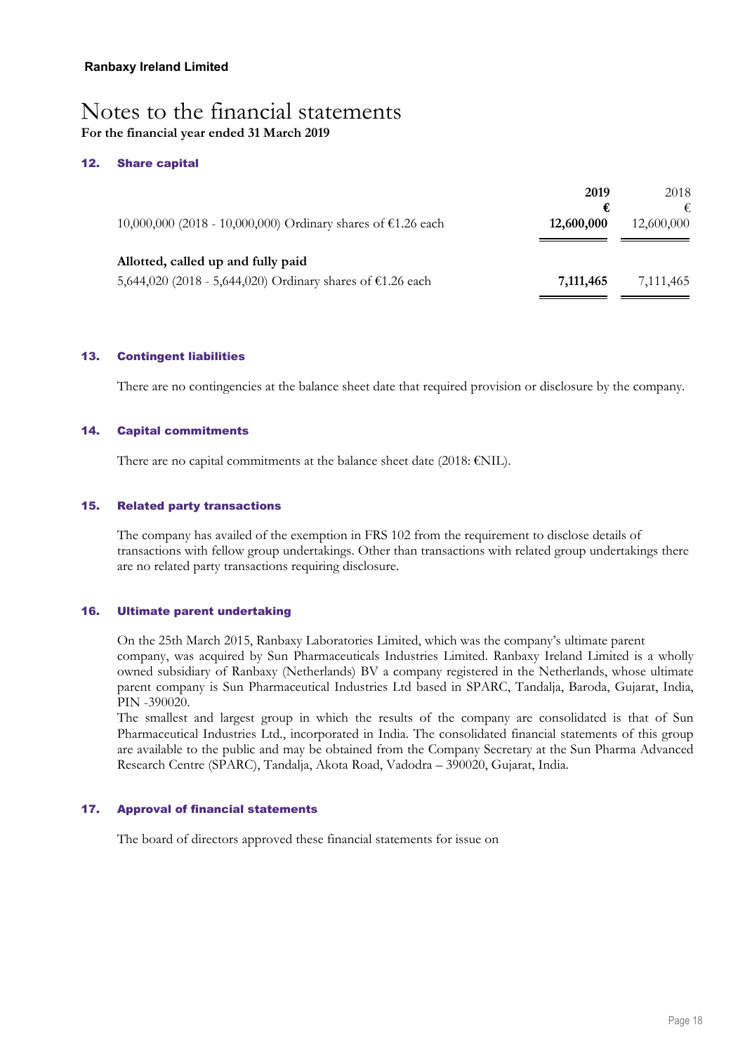**Ranbaxy Ireland Limited**

# Notes to the financial statements

**For the financial year ended 31 March 2019**

### 12. Share capital

| | 2019 | 2018 |
|---|---|---|
| | € | € |
| 10,000,000 (2018 - 10,000,000) Ordinary shares of €1.26 each | **12,600,000** | 12,600,000 |
| **Allotted, called up and fully paid** | | |
| 5,644,020 (2018 - 5,644,020) Ordinary shares of €1.26 each | **7,111,465** | 7,111,465 |

### 13. Contingent liabilities

There are no contingencies at the balance sheet date that required provision or disclosure by the company.

### 14. Capital commitments

There are no capital commitments at the balance sheet date (2018: €NIL).

### 15. Related party transactions

The company has availed of the exemption in FRS 102 from the requirement to disclose details of transactions with fellow group undertakings. Other than transactions with related group undertakings there are no related party transactions requiring disclosure.

### 16. Ultimate parent undertaking

On the 25th March 2015, Ranbaxy Laboratories Limited, which was the company's ultimate parent company, was acquired by Sun Pharmaceuticals Industries Limited. Ranbaxy Ireland Limited is a wholly owned subsidiary of Ranbaxy (Netherlands) BV a company registered in the Netherlands, whose ultimate parent company is Sun Pharmaceutical Industries Ltd based in SPARC, Tandalja, Baroda, Gujarat, India, PIN -390020.

The smallest and largest group in which the results of the company are consolidated is that of Sun Pharmaceutical Industries Ltd., incorporated in India. The consolidated financial statements of this group are available to the public and may be obtained from the Company Secretary at the Sun Pharma Advanced Research Centre (SPARC), Tandalja, Akota Road, Vadodra – 390020, Gujarat, India.

### 17. Approval of financial statements

The board of directors approved these financial statements for issue on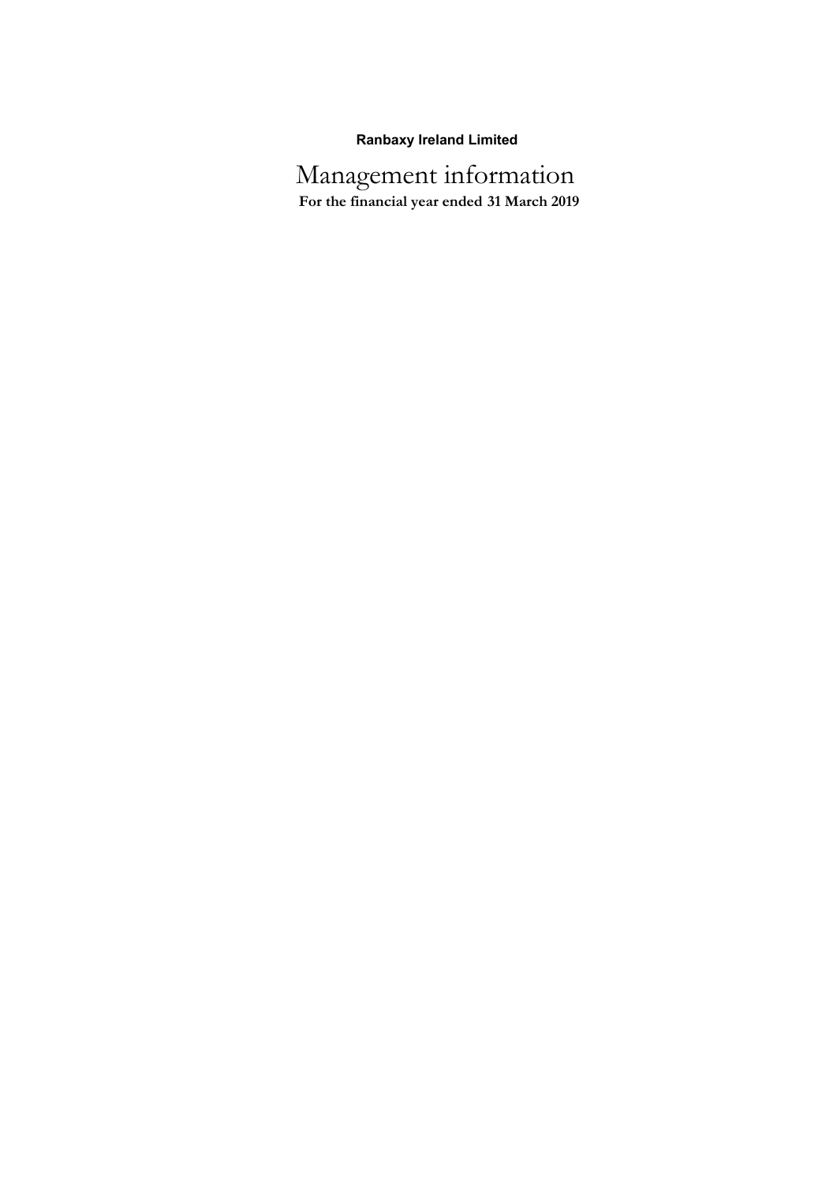**Ranbaxy Ireland Limited**

# Management information

**For the financial year ended 31 March 2019**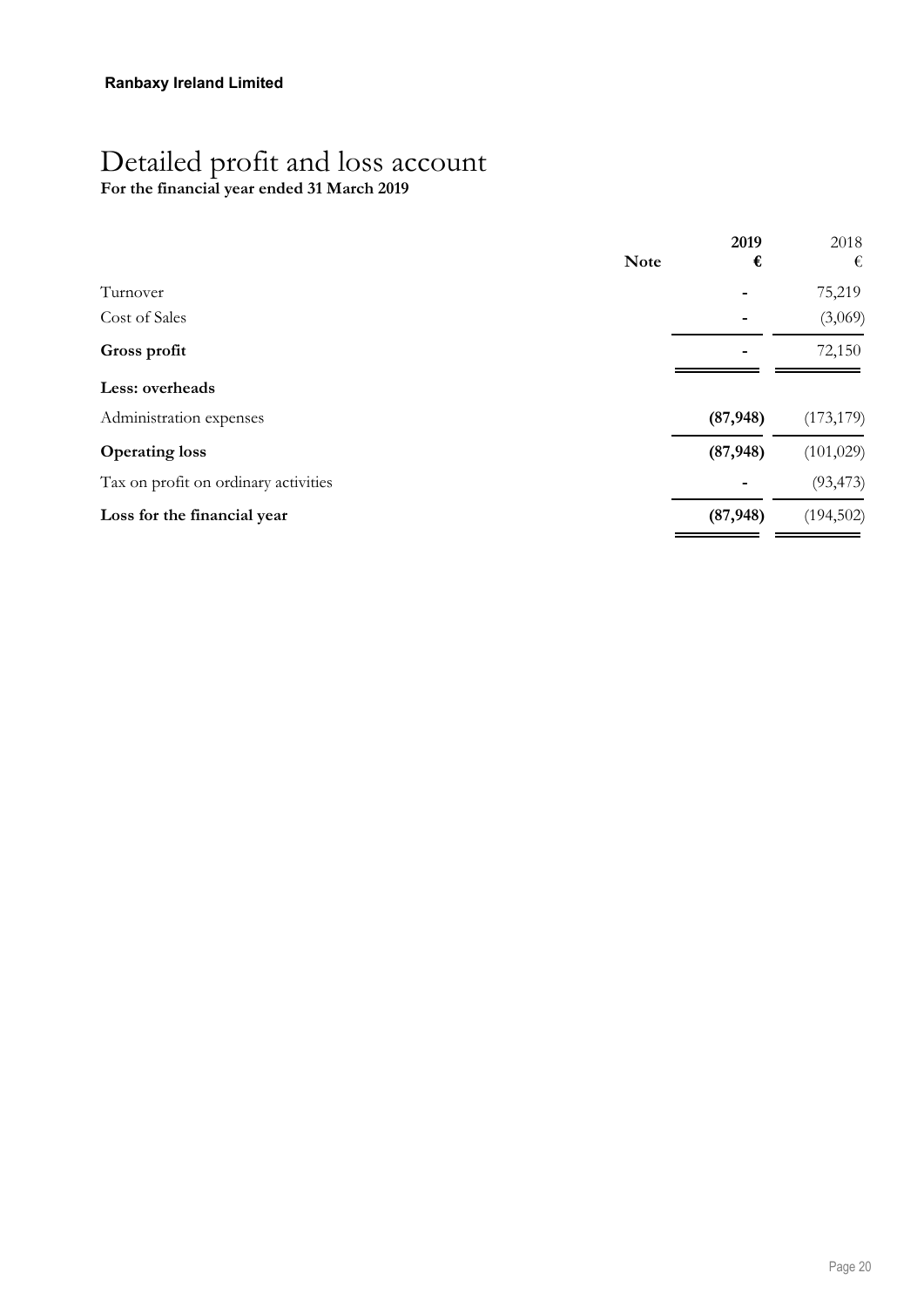**Ranbaxy Ireland Limited**

# Detailed profit and loss account

**For the financial year ended 31 March 2019**

| | Note | 2019 € | 2018 € |
|---|---|---|---|
| Turnover | | - | 75,219 |
| Cost of Sales | | - | (3,069) |
| **Gross profit** | | - | 72,150 |
| **Less: overheads** | | | |
| Administration expenses | | **(87,948)** | (173,179) |
| **Operating loss** | | **(87,948)** | (101,029) |
| Tax on profit on ordinary activities | | - | (93,473) |
| **Loss for the financial year** | | **(87,948)** | (194,502) |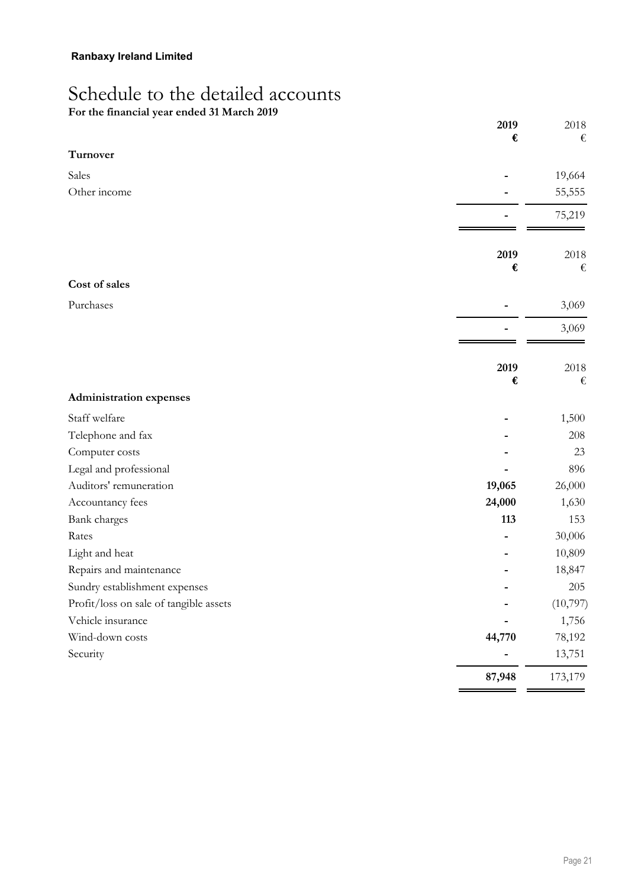**Ranbaxy Ireland Limited**

# Schedule to the detailed accounts

**For the financial year ended 31 March 2019**

| | **2019** | 2018 |
|---|---|---|
| | **€** | € |
| **Turnover** | | |
| Sales | - | 19,664 |
| Other income | - | 55,555 |
| | - | 75,219 |

| | **2019** | 2018 |
|---|---|---|
| | **€** | € |
| **Cost of sales** | | |
| Purchases | - | 3,069 |
| | - | 3,069 |

| | **2019** | 2018 |
|---|---|---|
| | **€** | € |
| **Administration expenses** | | |
| Staff welfare | - | 1,500 |
| Telephone and fax | - | 208 |
| Computer costs | - | 23 |
| Legal and professional | - | 896 |
| Auditors' remuneration | **19,065** | 26,000 |
| Accountancy fees | **24,000** | 1,630 |
| Bank charges | **113** | 153 |
| Rates | - | 30,006 |
| Light and heat | - | 10,809 |
| Repairs and maintenance | - | 18,847 |
| Sundry establishment expenses | - | 205 |
| Profit/loss on sale of tangible assets | - | (10,797) |
| Vehicle insurance | - | 1,756 |
| Wind-down costs | **44,770** | 78,192 |
| Security | - | 13,751 |
| | **87,948** | 173,179 |